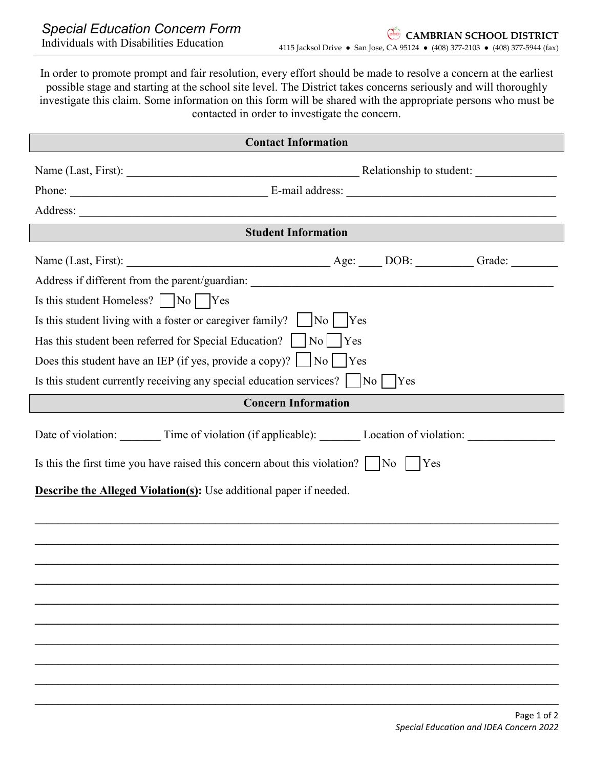# Special Education Concern Form

Individuals with Disabilities Education

**CAMBRIAN SCHOOL DISTRICT**

4115 Jacksol Drive ● San Jose, CA 95124 ● (408) 377-2103 ● (408) 377-5944 (fax)

In order to promote prompt and fair resolution, every effort should be made to resolve a concern at the earliest possible stage and starting at the school site level. The District takes concerns seriously and will thoroughly investigate this claim. Some information on this form will be shared with the appropriate persons who must be contacted in order to investigate the concern.

## Contact Information

Name (Last, First): ________________________________________ Relationship to student: ______________

Phone: __________________________________ E-mail address: ____________________________________

Address: ______________________________________________________________________________

## Student Information

Name (Last, First): ___________________________________ Age: ____ DOB: __________ Grade: ________

Address if different from the parent/guardian: ___________________________________________________

Is this student Homeless? ☐ No ☐ Yes

Is this student living with a foster or caregiver family? ☐ No ☐ Yes

Has this student been referred for Special Education? ☐ No ☐ Yes

Does this student have an IEP (if yes, provide a copy)? ☐ No ☐ Yes

Is this student currently receiving any special education services? ☐ No ☐ Yes

## Concern Information

Date of violation: _______ Time of violation (if applicable): _______ Location of violation: _______________

Is this the first time you have raised this concern about this violation? ☐ No ☐ Yes

**Describe the Alleged Violation(s):** Use additional paper if needed.

______________________________________________________________________________

______________________________________________________________________________

______________________________________________________________________________

______________________________________________________________________________

______________________________________________________________________________

______________________________________________________________________________

______________________________________________________________________________

______________________________________________________________________________

______________________________________________________________________________

______________________________________________________________________________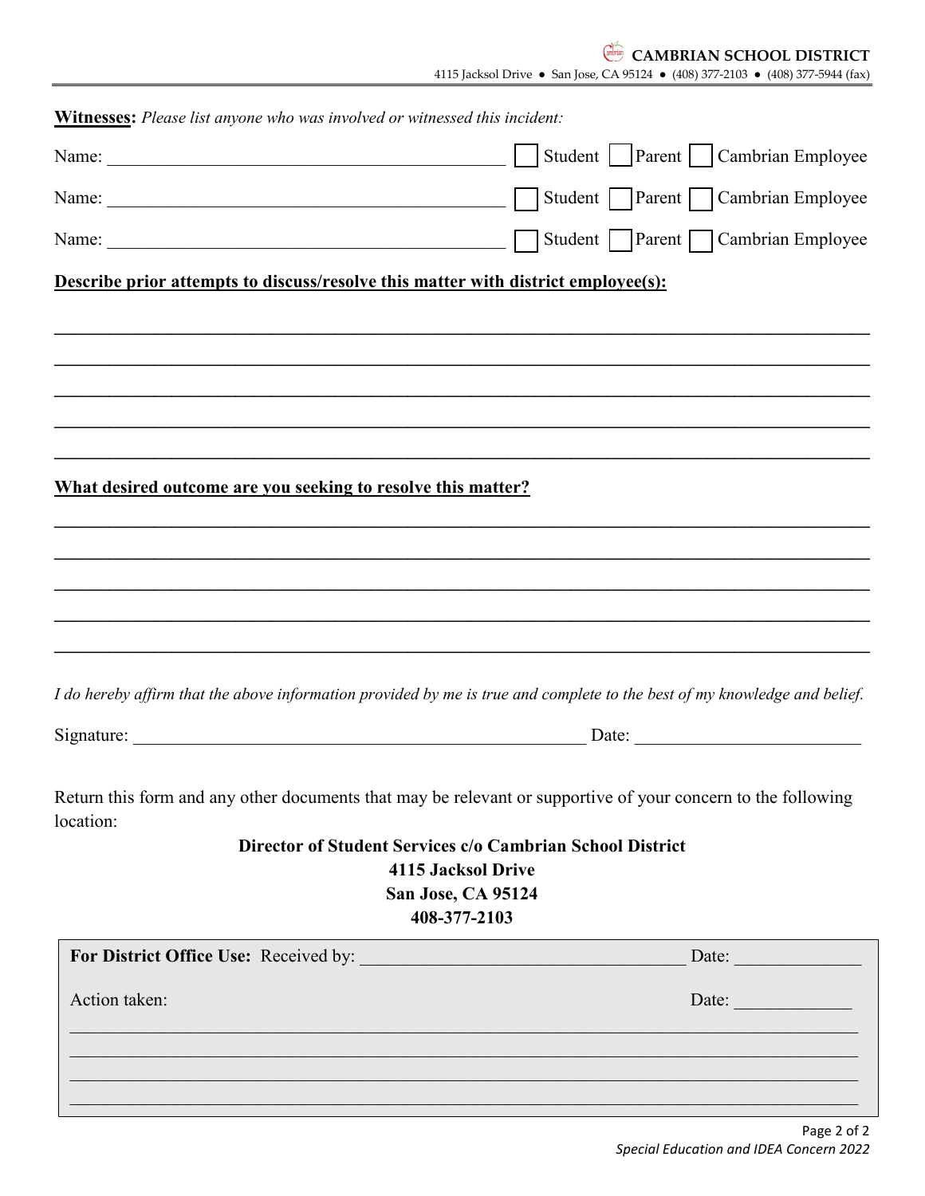**Witnesses:** *Please list anyone who was involved or witnessed this incident:*

Name: ________________________________________ ☐ Student ☐ Parent ☐ Cambrian Employee

Name: ________________________________________ ☐ Student ☐ Parent ☐ Cambrian Employee

Name: ________________________________________ ☐ Student ☐ Parent ☐ Cambrian Employee

**Describe prior attempts to discuss/resolve this matter with district employee(s):**

______________________________________________________________________________

______________________________________________________________________________

______________________________________________________________________________

______________________________________________________________________________

______________________________________________________________________________

**What desired outcome are you seeking to resolve this matter?**

______________________________________________________________________________

______________________________________________________________________________

______________________________________________________________________________

______________________________________________________________________________

______________________________________________________________________________

*I do hereby affirm that the above information provided by me is true and complete to the best of my knowledge and belief.*

Signature: ____________________________________________ Date: ______________________

Return this form and any other documents that may be relevant or supportive of your concern to the following location:

**Director of Student Services c/o Cambrian School District**
**4115 Jacksol Drive**
**San Jose, CA 95124**
**408-377-2103**

**For District Office Use:** Received by: ________________________________ Date: ____________

Action taken: Date: ____________

______________________________________________________________________________

______________________________________________________________________________

______________________________________________________________________________

______________________________________________________________________________